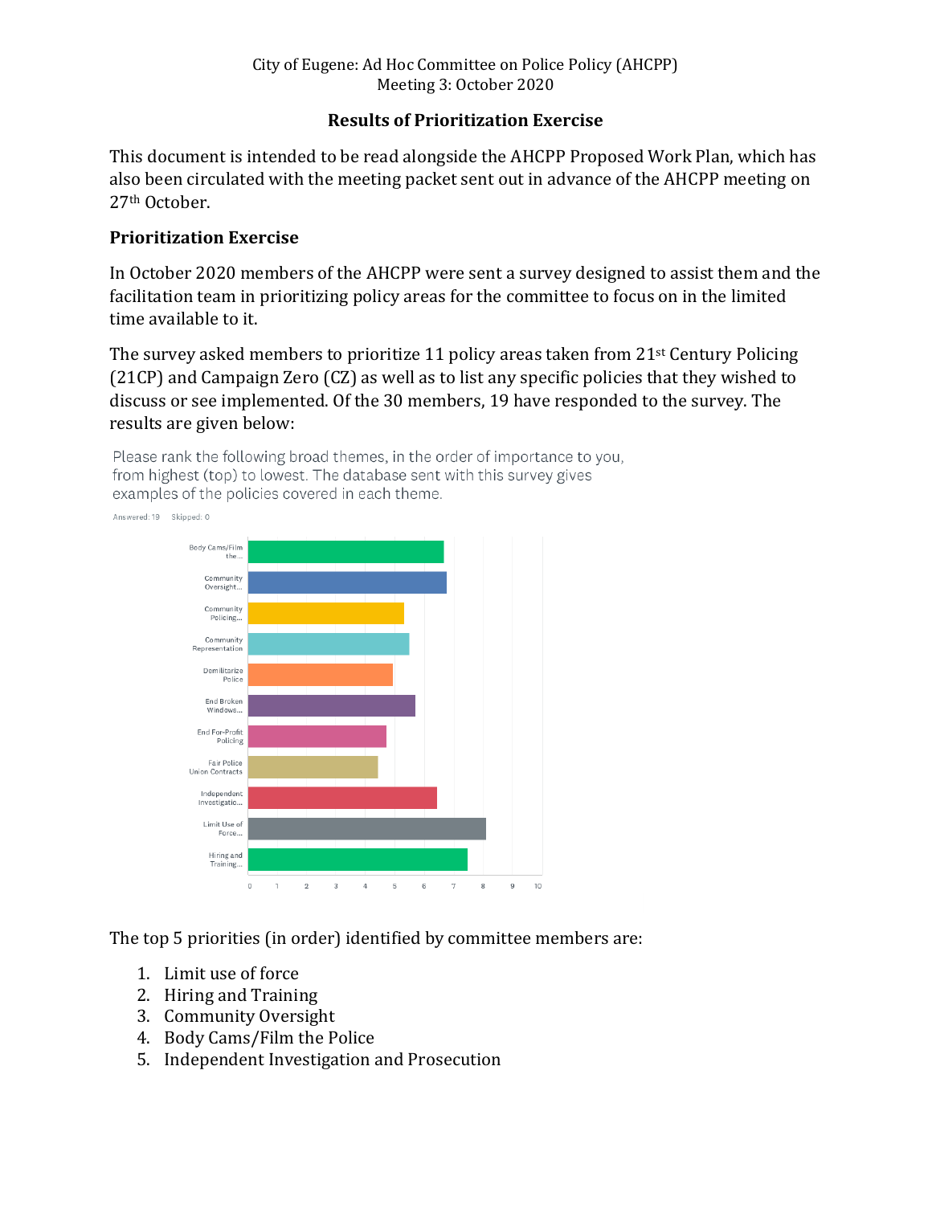City of Eugene: Ad Hoc Committee on Police Policy (AHCPP)
Meeting 3: October 2020

## Results of Prioritization Exercise

This document is intended to be read alongside the AHCPP Proposed Work Plan, which has also been circulated with the meeting packet sent out in advance of the AHCPP meeting on 27th October.

### Prioritization Exercise

In October 2020 members of the AHCPP were sent a survey designed to assist them and the facilitation team in prioritizing policy areas for the committee to focus on in the limited time available to it.

The survey asked members to prioritize 11 policy areas taken from 21st Century Policing (21CP) and Campaign Zero (CZ) as well as to list any specific policies that they wished to discuss or see implemented. Of the 30 members, 19 have responded to the survey. The results are given below:

Please rank the following broad themes, in the order of importance to you, from highest (top) to lowest. The database sent with this survey gives examples of the policies covered in each theme.

Answered: 19 Skipped: 0

| Theme | Approximate score |
| --- | --- |
| Body Cams/Film the... | 6.6 |
| Community Oversight... | 6.7 |
| Community Policing... | 5.3 |
| Community Representation | 5.5 |
| Demilitarize Police | 4.9 |
| End Broken Windows... | 5.7 |
| End For-Profit Policing | 4.7 |
| Fair Police Union Contracts | 4.4 |
| Independent Investigatio... | 6.4 |
| Limit Use of Force... | 8.1 |
| Hiring and Training... | 7.5 |

The top 5 priorities (in order) identified by committee members are:

1. Limit use of force
2. Hiring and Training
3. Community Oversight
4. Body Cams/Film the Police
5. Independent Investigation and Prosecution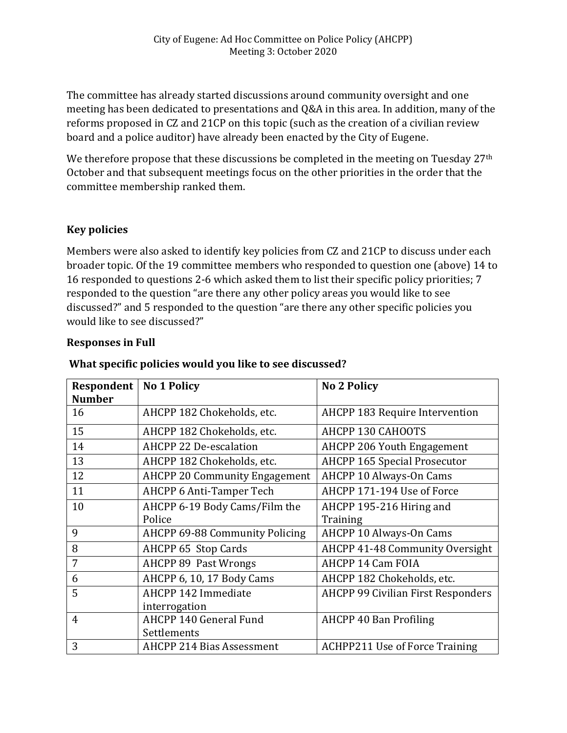The committee has already started discussions around community oversight and one meeting has been dedicated to presentations and Q&A in this area. In addition, many of the reforms proposed in CZ and 21CP on this topic (such as the creation of a civilian review board and a police auditor) have already been enacted by the City of Eugene.

We therefore propose that these discussions be completed in the meeting on Tuesday 27th October and that subsequent meetings focus on the other priorities in the order that the committee membership ranked them.

**Key policies**

Members were also asked to identify key policies from CZ and 21CP to discuss under each broader topic. Of the 19 committee members who responded to question one (above) 14 to 16 responded to questions 2-6 which asked them to list their specific policy priorities; 7 responded to the question "are there any other policy areas you would like to see discussed?" and 5 responded to the question "are there any other specific policies you would like to see discussed?"

**Responses in Full**

**What specific policies would you like to see discussed?**

| Respondent Number | No 1 Policy | No 2 Policy |
|---|---|---|
| 16 | AHCPP 182 Chokeholds, etc. | AHCPP 183 Require Intervention |
| 15 | AHCPP 182 Chokeholds, etc. | AHCPP 130 CAHOOTS |
| 14 | AHCPP 22 De-escalation | AHCPP 206 Youth Engagement |
| 13 | AHCPP 182 Chokeholds, etc. | AHCPP 165 Special Prosecutor |
| 12 | AHCPP 20 Community Engagement | AHCPP 10 Always-On Cams |
| 11 | AHCPP 6 Anti-Tamper Tech | AHCPP 171-194 Use of Force |
| 10 | AHCPP 6-19 Body Cams/Film the Police | AHCPP 195-216 Hiring and Training |
| 9 | AHCPP 69-88 Community Policing | AHCPP 10 Always-On Cams |
| 8 | AHCPP 65 Stop Cards | AHCPP 41-48 Community Oversight |
| 7 | AHCPP 89 Past Wrongs | AHCPP 14 Cam FOIA |
| 6 | AHCPP 6, 10, 17 Body Cams | AHCPP 182 Chokeholds, etc. |
| 5 | AHCPP 142 Immediate interrogation | AHCPP 99 Civilian First Responders |
| 4 | AHCPP 140 General Fund Settlements | AHCPP 40 Ban Profiling |
| 3 | AHCPP 214 Bias Assessment | ACHPP211 Use of Force Training |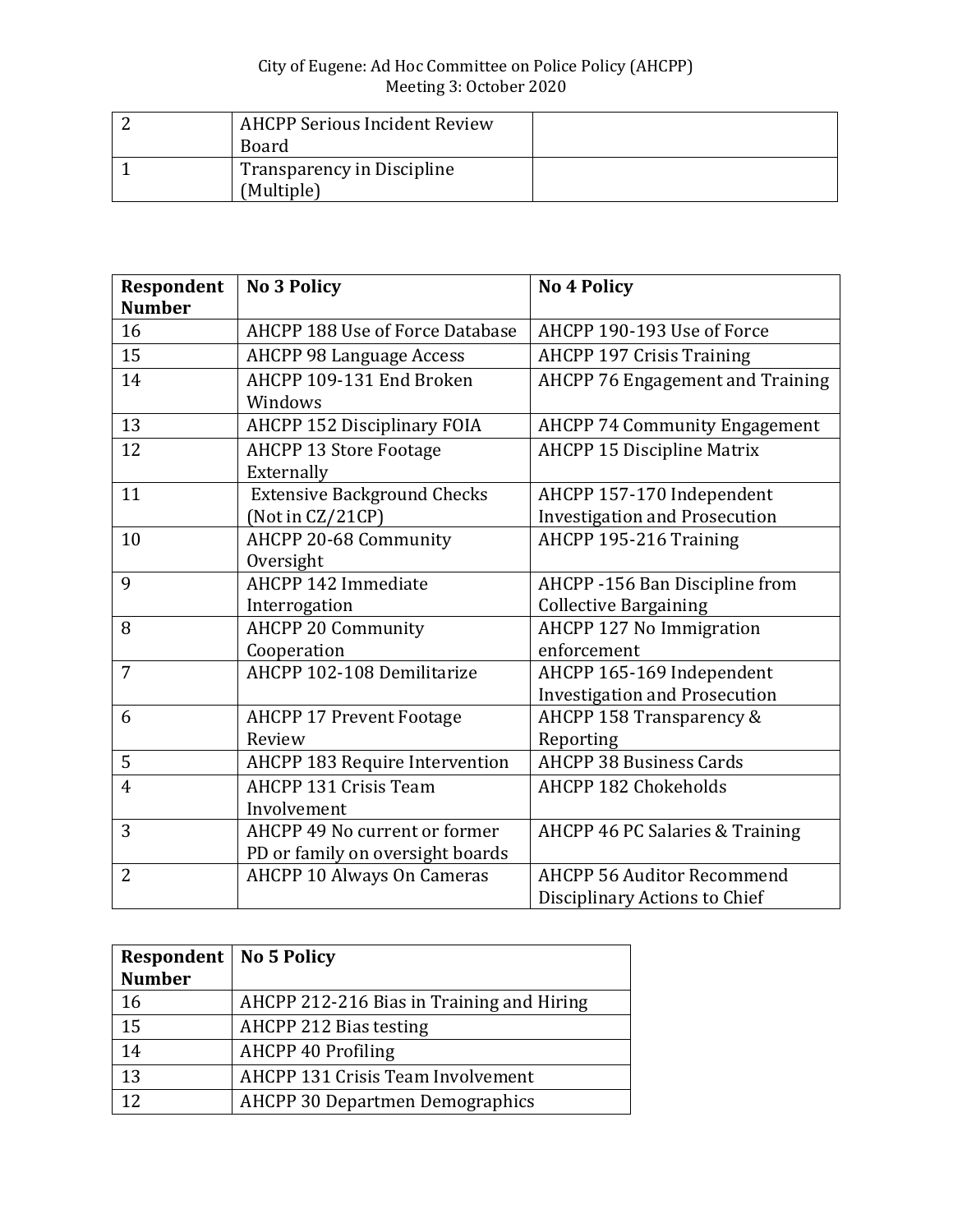| 2 | AHCPP Serious Incident Review Board | |
|---|---|---|
| 1 | Transparency in Discipline (Multiple) | |

| Respondent Number | No 3 Policy | No 4 Policy |
|---|---|---|
| 16 | AHCPP 188 Use of Force Database | AHCPP 190-193 Use of Force |
| 15 | AHCPP 98 Language Access | AHCPP 197 Crisis Training |
| 14 | AHCPP 109-131 End Broken Windows | AHCPP 76 Engagement and Training |
| 13 | AHCPP 152 Disciplinary FOIA | AHCPP 74 Community Engagement |
| 12 | AHCPP 13 Store Footage Externally | AHCPP 15 Discipline Matrix |
| 11 | Extensive Background Checks (Not in CZ/21CP) | AHCPP 157-170 Independent Investigation and Prosecution |
| 10 | AHCPP 20-68 Community Oversight | AHCPP 195-216 Training |
| 9 | AHCPP 142 Immediate Interrogation | AHCPP -156 Ban Discipline from Collective Bargaining |
| 8 | AHCPP 20 Community Cooperation | AHCPP 127 No Immigration enforcement |
| 7 | AHCPP 102-108 Demilitarize | AHCPP 165-169 Independent Investigation and Prosecution |
| 6 | AHCPP 17 Prevent Footage Review | AHCPP 158 Transparency & Reporting |
| 5 | AHCPP 183 Require Intervention | AHCPP 38 Business Cards |
| 4 | AHCPP 131 Crisis Team Involvement | AHCPP 182 Chokeholds |
| 3 | AHCPP 49 No current or former PD or family on oversight boards | AHCPP 46 PC Salaries & Training |
| 2 | AHCPP 10 Always On Cameras | AHCPP 56 Auditor Recommend Disciplinary Actions to Chief |

| Respondent Number | No 5 Policy |
|---|---|
| 16 | AHCPP 212-216 Bias in Training and Hiring |
| 15 | AHCPP 212 Bias testing |
| 14 | AHCPP 40 Profiling |
| 13 | AHCPP 131 Crisis Team Involvement |
| 12 | AHCPP 30 Departmen Demographics |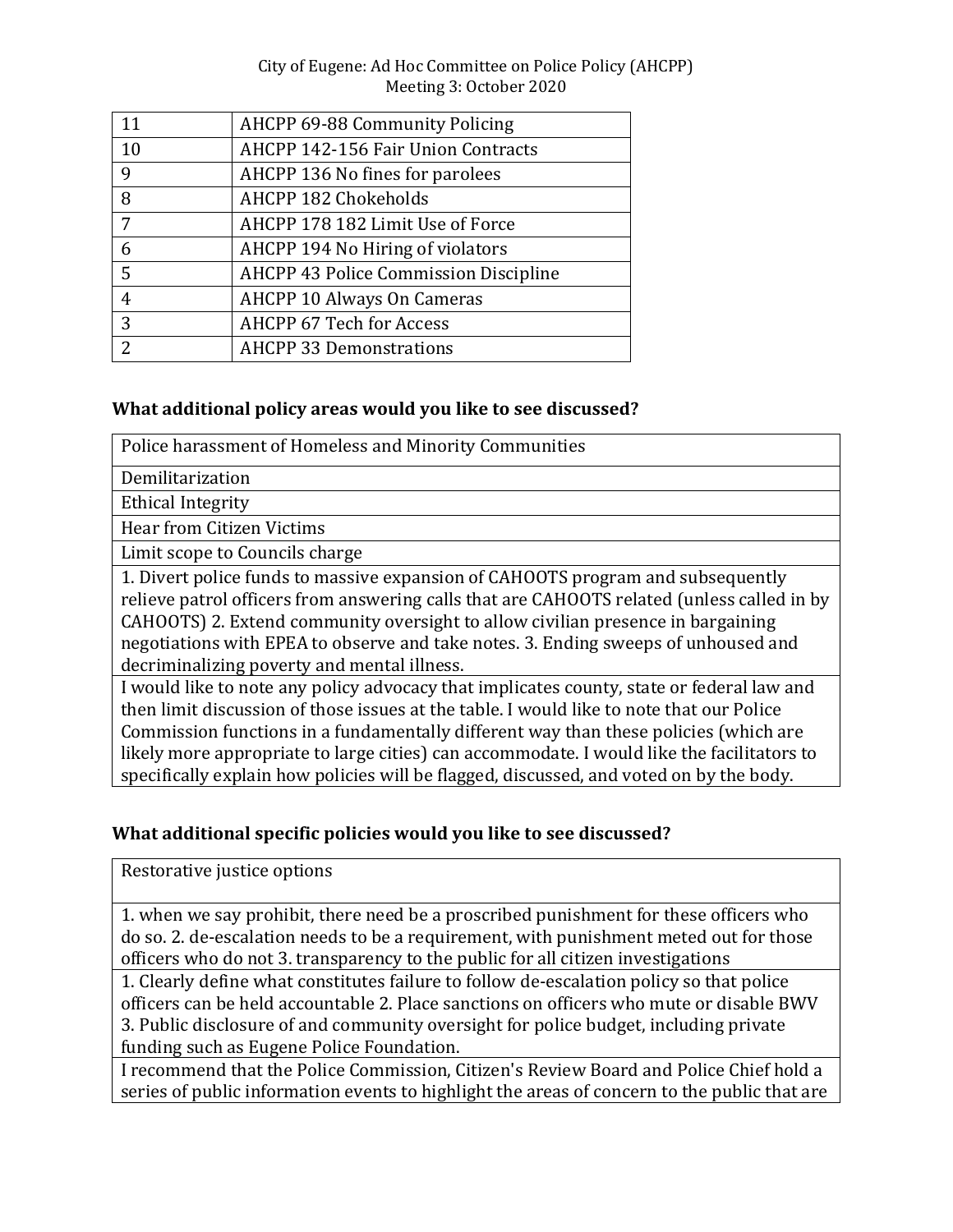| | |
|---|---|
| 11 | AHCPP 69-88 Community Policing |
| 10 | AHCPP 142-156 Fair Union Contracts |
| 9 | AHCPP 136 No fines for parolees |
| 8 | AHCPP 182 Chokeholds |
| 7 | AHCPP 178 182 Limit Use of Force |
| 6 | AHCPP 194 No Hiring of violators |
| 5 | AHCPP 43 Police Commission Discipline |
| 4 | AHCPP 10 Always On Cameras |
| 3 | AHCPP 67 Tech for Access |
| 2 | AHCPP 33 Demonstrations |

**What additional policy areas would you like to see discussed?**

| |
|---|
| Police harassment of Homeless and Minority Communities |
| Demilitarization |
| Ethical Integrity |
| Hear from Citizen Victims |
| Limit scope to Councils charge |
| 1. Divert police funds to massive expansion of CAHOOTS program and subsequently relieve patrol officers from answering calls that are CAHOOTS related (unless called in by CAHOOTS) 2. Extend community oversight to allow civilian presence in bargaining negotiations with EPEA to observe and take notes. 3. Ending sweeps of unhoused and decriminalizing poverty and mental illness. |
| I would like to note any policy advocacy that implicates county, state or federal law and then limit discussion of those issues at the table. I would like to note that our Police Commission functions in a fundamentally different way than these policies (which are likely more appropriate to large cities) can accommodate. I would like the facilitators to specifically explain how policies will be flagged, discussed, and voted on by the body. |

**What additional specific policies would you like to see discussed?**

| |
|---|
| Restorative justice options |
| 1. when we say prohibit, there need be a proscribed punishment for these officers who do so. 2. de-escalation needs to be a requirement, with punishment meted out for those officers who do not 3. transparency to the public for all citizen investigations |
| 1. Clearly define what constitutes failure to follow de-escalation policy so that police officers can be held accountable 2. Place sanctions on officers who mute or disable BWV 3. Public disclosure of and community oversight for police budget, including private funding such as Eugene Police Foundation. |
| I recommend that the Police Commission, Citizen's Review Board and Police Chief hold a series of public information events to highlight the areas of concern to the public that are |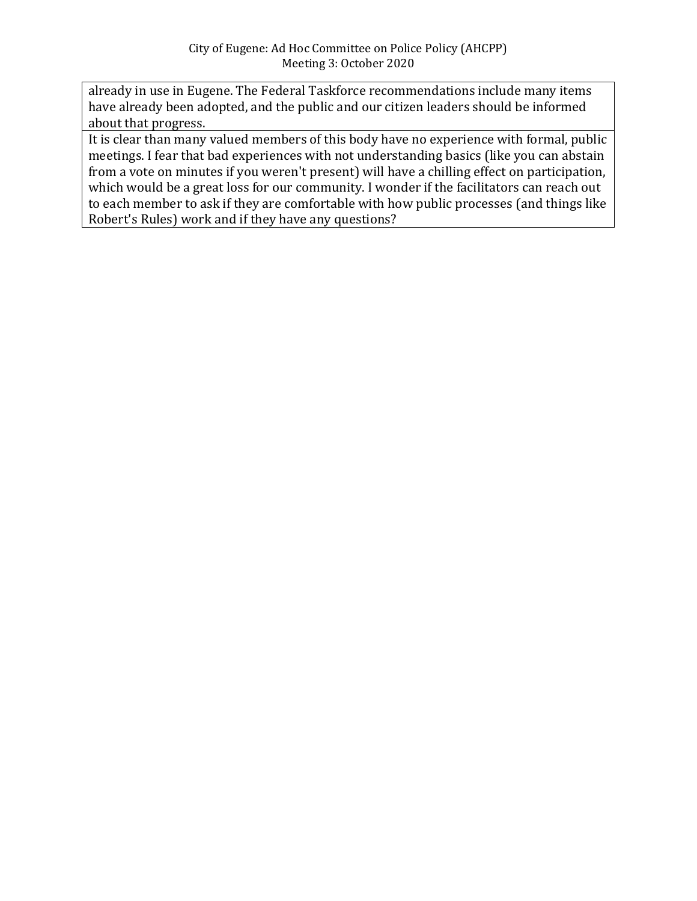| |
|---|
| already in use in Eugene. The Federal Taskforce recommendations include many items have already been adopted, and the public and our citizen leaders should be informed about that progress. |
| It is clear than many valued members of this body have no experience with formal, public meetings. I fear that bad experiences with not understanding basics (like you can abstain from a vote on minutes if you weren't present) will have a chilling effect on participation, which would be a great loss for our community. I wonder if the facilitators can reach out to each member to ask if they are comfortable with how public processes (and things like Robert's Rules) work and if they have any questions? |